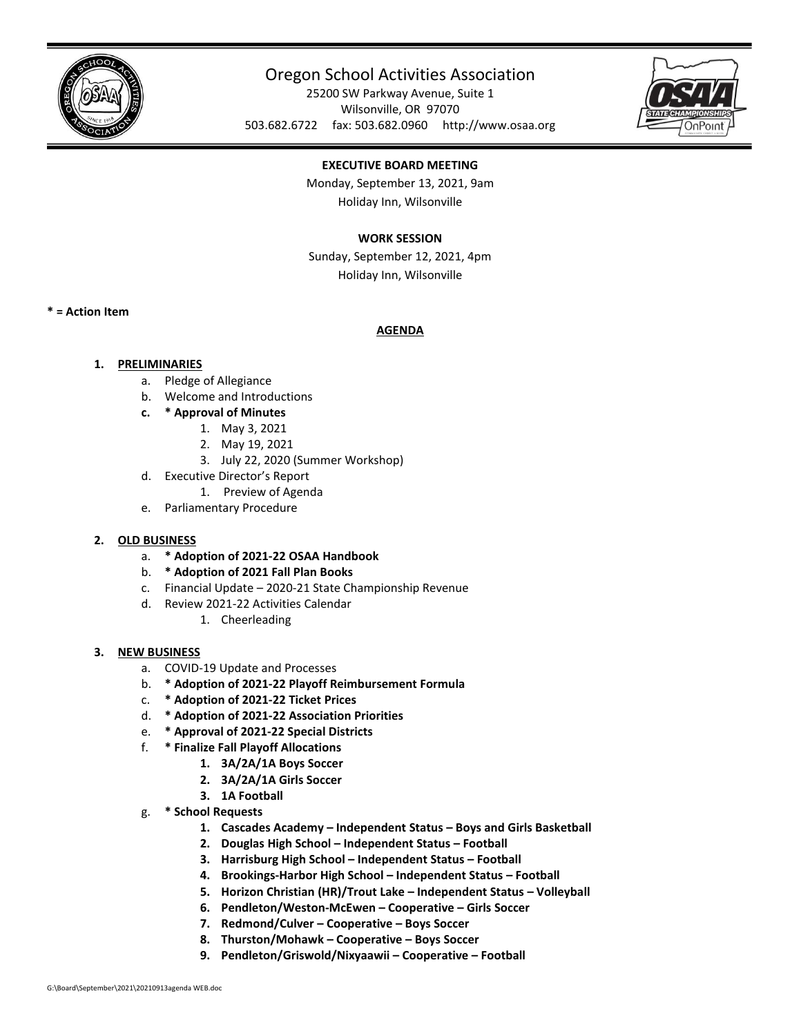# Oregon School Activities Association

25200 SW Parkway Avenue, Suite 1
Wilsonville, OR 97070
503.682.6722 fax: 503.682.0960 http://www.osaa.org

**EXECUTIVE BOARD MEETING**
Monday, September 13, 2021, 9am
Holiday Inn, Wilsonville

**WORK SESSION**
Sunday, September 12, 2021, 4pm
Holiday Inn, Wilsonville

**\* = Action Item**

## AGENDA

1. **PRELIMINARIES**
   a. Pledge of Allegiance
   b. Welcome and Introductions
   c. **\* Approval of Minutes**
      1. May 3, 2021
      2. May 19, 2021
      3. July 22, 2020 (Summer Workshop)
   d. Executive Director's Report
      1. Preview of Agenda
   e. Parliamentary Procedure

2. **OLD BUSINESS**
   a. **\* Adoption of 2021-22 OSAA Handbook**
   b. **\* Adoption of 2021 Fall Plan Books**
   c. Financial Update – 2020-21 State Championship Revenue
   d. Review 2021-22 Activities Calendar
      1. Cheerleading

3. **NEW BUSINESS**
   a. COVID-19 Update and Processes
   b. **\* Adoption of 2021-22 Playoff Reimbursement Formula**
   c. **\* Adoption of 2021-22 Ticket Prices**
   d. **\* Adoption of 2021-22 Association Priorities**
   e. **\* Approval of 2021-22 Special Districts**
   f. **\* Finalize Fall Playoff Allocations**
      1. **3A/2A/1A Boys Soccer**
      2. **3A/2A/1A Girls Soccer**
      3. **1A Football**
   g. **\* School Requests**
      1. **Cascades Academy – Independent Status – Boys and Girls Basketball**
      2. **Douglas High School – Independent Status – Football**
      3. **Harrisburg High School – Independent Status – Football**
      4. **Brookings-Harbor High School – Independent Status – Football**
      5. **Horizon Christian (HR)/Trout Lake – Independent Status – Volleyball**
      6. **Pendleton/Weston-McEwen – Cooperative – Girls Soccer**
      7. **Redmond/Culver – Cooperative – Boys Soccer**
      8. **Thurston/Mohawk – Cooperative – Boys Soccer**
      9. **Pendleton/Griswold/Nixyaawii – Cooperative – Football**

G:\Board\September\2021\20210913agenda WEB.doc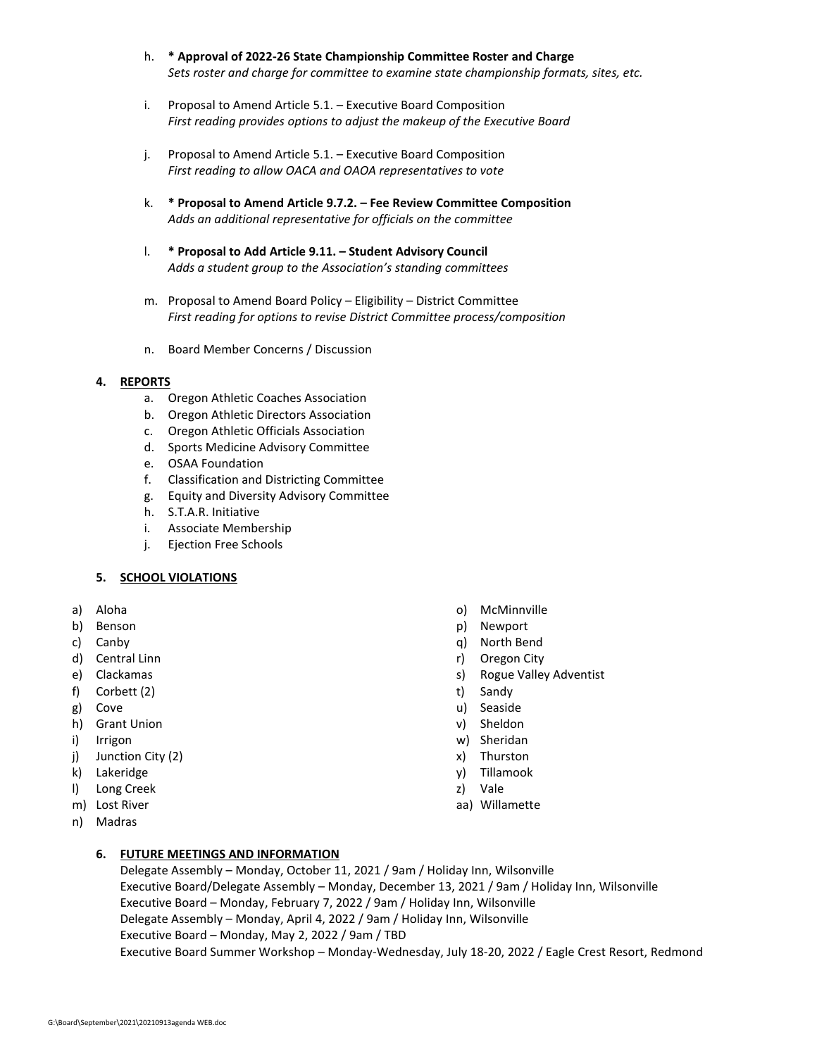h. **\* Approval of 2022-26 State Championship Committee Roster and Charge**
   *Sets roster and charge for committee to examine state championship formats, sites, etc.*

i. Proposal to Amend Article 5.1. – Executive Board Composition
   *First reading provides options to adjust the makeup of the Executive Board*

j. Proposal to Amend Article 5.1. – Executive Board Composition
   *First reading to allow OACA and OAOA representatives to vote*

k. **\* Proposal to Amend Article 9.7.2. – Fee Review Committee Composition**
   *Adds an additional representative for officials on the committee*

l. **\* Proposal to Add Article 9.11. – Student Advisory Council**
   *Adds a student group to the Association's standing committees*

m. Proposal to Amend Board Policy – Eligibility – District Committee
   *First reading for options to revise District Committee process/composition*

n. Board Member Concerns / Discussion

## 4. REPORTS

a. Oregon Athletic Coaches Association
b. Oregon Athletic Directors Association
c. Oregon Athletic Officials Association
d. Sports Medicine Advisory Committee
e. OSAA Foundation
f. Classification and Districting Committee
g. Equity and Diversity Advisory Committee
h. S.T.A.R. Initiative
i. Associate Membership
j. Ejection Free Schools

## 5. SCHOOL VIOLATIONS

a) Aloha
b) Benson
c) Canby
d) Central Linn
e) Clackamas
f) Corbett (2)
g) Cove
h) Grant Union
i) Irrigon
j) Junction City (2)
k) Lakeridge
l) Long Creek
m) Lost River
n) Madras
o) McMinnville
p) Newport
q) North Bend
r) Oregon City
s) Rogue Valley Adventist
t) Sandy
u) Seaside
v) Sheldon
w) Sheridan
x) Thurston
y) Tillamook
z) Vale
aa) Willamette

## 6. FUTURE MEETINGS AND INFORMATION

Delegate Assembly – Monday, October 11, 2021 / 9am / Holiday Inn, Wilsonville
Executive Board/Delegate Assembly – Monday, December 13, 2021 / 9am / Holiday Inn, Wilsonville
Executive Board – Monday, February 7, 2022 / 9am / Holiday Inn, Wilsonville
Delegate Assembly – Monday, April 4, 2022 / 9am / Holiday Inn, Wilsonville
Executive Board – Monday, May 2, 2022 / 9am / TBD
Executive Board Summer Workshop – Monday-Wednesday, July 18-20, 2022 / Eagle Crest Resort, Redmond